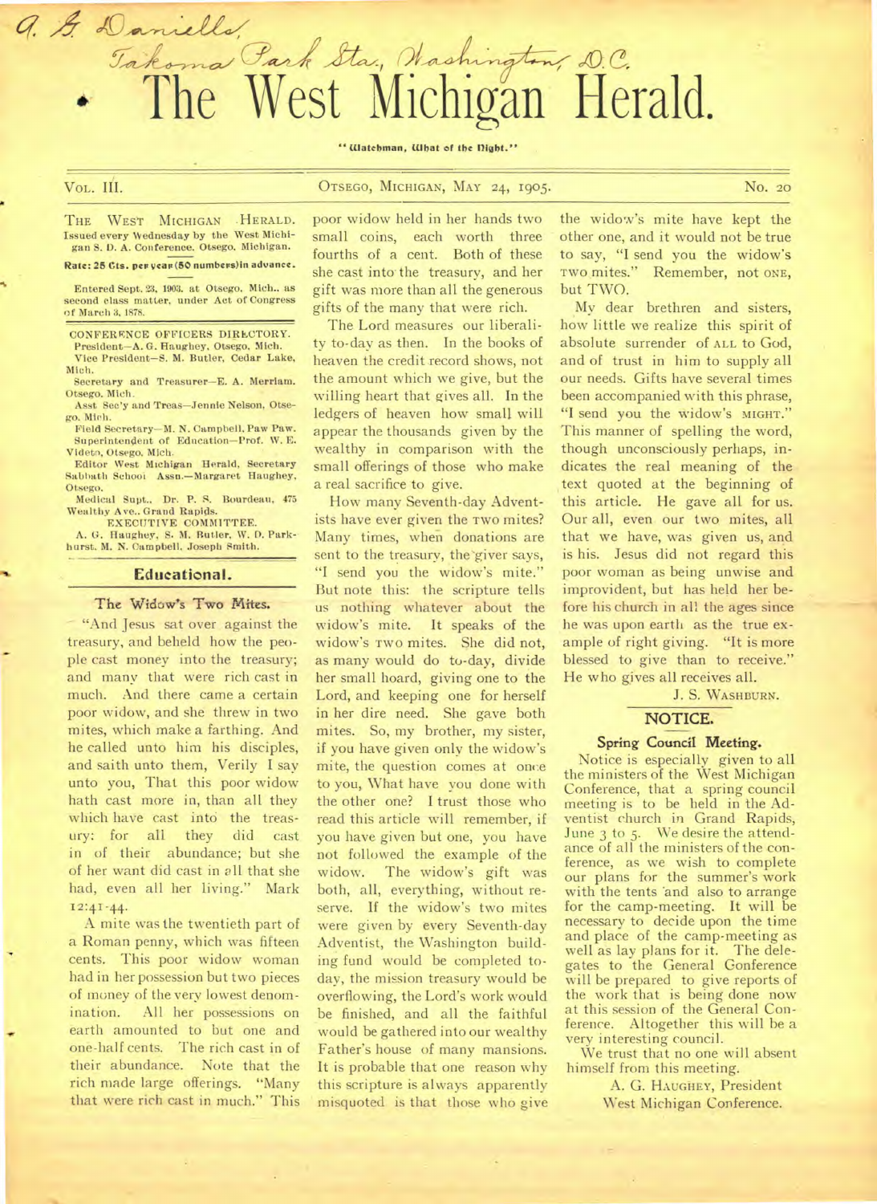A. G. Daniells,
Takoma Park Sta., Washington, D.C.

# The West Michigan Herald.

"Watchman, What of the Night."

VOL. III. OTSEGO, MICHIGAN, MAY 24, 1905. No. 20

THE WEST MICHIGAN HERALD. Issued every Wednesday by the West Michigan S. D. A. Conference. Otsego, Michigan.

**Rate: 25 Cts. per year (50 numbers) in advance.**

Entered Sept. 23, 1903. at Otsego, Mich., as second class matter, under Act of Congress of March 3, 1878.

CONFERENCE OFFICERS DIRECTORY.

President—A. G. Haughey, Otsego, Mich.

Vice President—S. M. Butler, Cedar Lake, Mich.

Secretary and Treasurer—E. A. Merriam, Otsego. Mich.

Asst Sec'y and Treas—Jennie Nelson, Otsego. Mich.

Field Secretary—M. N. Campbell, Paw Paw.

Superintendent of Education—Prof. W. E. Videto, Otsego. Mich.

Editor West Michigan Herald, Secretary Sabbath School Assn.—Margaret Haughey, Otsego.

Medical Supt., Dr. P. S. Bourdeau, 475 Wealthy Ave., Grand Rapids.

EXECUTIVE COMMITTEE.

A. G. Haughey, S. M. Butler, W. D. Parkhurst, M. N. Campbell, Joseph Smith.

## Educational.

### The Widow's Two Mites.

"And Jesus sat over against the treasury, and beheld how the people cast money into the treasury; and many that were rich cast in much. And there came a certain poor widow, and she threw in two mites, which make a farthing. And he called unto him his disciples, and saith unto them, Verily I say unto you, That this poor widow hath cast more in, than all they which have cast into the treasury: for all they did cast in of their abundance; but she of her want did cast in all that she had, even all her living." Mark 12:41-44.

A mite was the twentieth part of a Roman penny, which was fifteen cents. This poor widow woman had in her possession but two pieces of money of the very lowest denomination. All her possessions on earth amounted to but one and one-half cents. The rich cast in of their abundance. Note that the rich made large offerings. "Many that were rich cast in much." This poor widow held in her hands two small coins, each worth three fourths of a cent. Both of these she cast into the treasury, and her gift was more than all the generous gifts of the many that were rich.

The Lord measures our liberality to-day as then. In the books of heaven the credit record shows, not the amount which we give, but the willing heart that gives all. In the ledgers of heaven how small will appear the thousands given by the wealthy in comparison with the small offerings of those who make a real sacrifice to give.

How many Seventh-day Adventists have ever given the TWO mites? Many times, when donations are sent to the treasury, the giver says, "I send you the widow's mite." But note this: the scripture tells us nothing whatever about the widow's mite. It speaks of the widow's TWO mites. She did not, as many would do to-day, divide her small hoard, giving one to the Lord, and keeping one for herself in her dire need. She gave both mites. So, my brother, my sister, if you have given only the widow's mite, the question comes at once to you, What have you done with the other one? I trust those who read this article will remember, if you have given but one, you have not followed the example of the widow. The widow's gift was both, all, everything, without reserve. If the widow's two mites were given by every Seventh-day Adventist, the Washington building fund would be completed to-day, the mission treasury would be overflowing, the Lord's work would be finished, and all the faithful would be gathered into our wealthy Father's house of many mansions. It is probable that one reason why this scripture is always apparently misquoted is that those who give the widow's mite have kept the other one, and it would not be true to say, "I send you the widow's TWO mites." Remember, not ONE, but TWO.

My dear brethren and sisters, how little we realize this spirit of absolute surrender of ALL to God, and of trust in him to supply all our needs. Gifts have several times been accompanied with this phrase, "I send you the widow's MIGHT." This manner of spelling the word, though unconsciously perhaps, indicates the real meaning of the text quoted at the beginning of this article. He gave all for us. Our all, even our two mites, all that we have, was given us, and is his. Jesus did not regard this poor woman as being unwise and improvident, but has held her before his church in all the ages since he was upon earth as the true example of right giving. "It is more blessed to give than to receive." He who gives all receives all.

J. S. WASHBURN.

## NOTICE.

### Spring Council Meeting.

Notice is especially given to all the ministers of the West Michigan Conference, that a spring council meeting is to be held in the Adventist church in Grand Rapids, June 3 to 5. We desire the attendance of all the ministers of the conference, as we wish to complete our plans for the summer's work with the tents and also to arrange for the camp-meeting. It will be necessary to decide upon the time and place of the camp-meeting as well as lay plans for it. The delegates to the General Conference will be prepared to give reports of the work that is being done now at this session of the General Conference. Altogether this will be a very interesting council.

We trust that no one will absent himself from this meeting.

A. G. HAUGHEY, President
West Michigan Conference.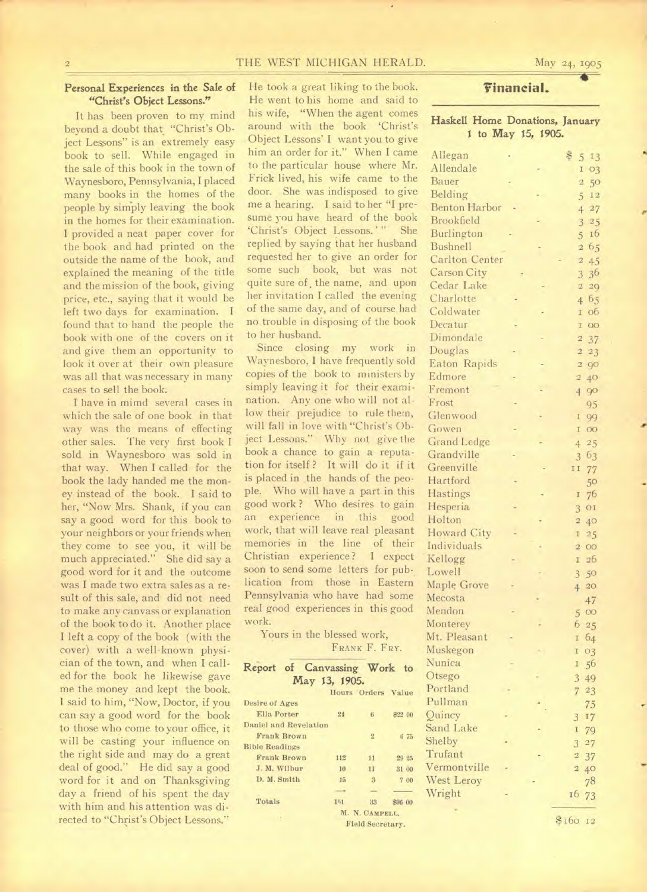## Personal Experiences in the Sale of "Christ's Object Lessons."

It has been proven to my mind beyond a doubt that "Christ's Object Lessons" is an extremely easy book to sell. While engaged in the sale of this book in the town of Waynesboro, Pennsylvania, I placed many books in the homes of the people by simply leaving the book in the homes for their examination. I provided a neat paper cover for the book and had printed on the outside the name of the book, and explained the meaning of the title and the mission of the book, giving price, etc., saying that it would be left two days for examination. I found that to hand the people the book with one of the covers on it and give them an opportunity to look it over at their own pleasure was all that was necessary in many cases to sell the book.

I have in mimd several cases in which the sale of one book in that way was the means of effecting other sales. The very first book I sold in Waynesboro was sold in that way. When I called for the book the lady handed me the money instead of the book. I said to her, "Now Mrs. Shank, if you can say a good word for this book to your neighbors or your friends when they come to see you, it will be much appreciated." She did say a good word for it and the outcome was I made two extra sales as a result of this sale, and did not need to make any canvass or explanation of the book to do it. Another place I left a copy of the book (with the cover) with a well-known physician of the town, and when I called for the book he likewise gave me the money and kept the book. I said to him, "Now, Doctor, if you can say a good word for the book to those who come to your office, it will be casting your influence on the right side and may do a great deal of good." He did say a good word for it and on Thanksgiving day a friend of his spent the day with him and his attention was directed to "Christ's Object Lessons." He took a great liking to the book. He went to his home and said to his wife, "When the agent comes around with the book 'Christ's Object Lessons' I want you to give him an order for it." When I came to the particular house where Mr. Frick lived, his wife came to the door. She was indisposed to give me a hearing. "I presume you have heard of the book 'Christ's Object Lessons.'" She replied by saying that her husband requested her to give an order for some such book, but was not quite sure of the name, and upon her invitation I called the evening of the same day, and of course had no trouble in disposing of the book to her husband.

Since closing my work in Waynesboro, I have frequently sold copies of the book to ministers by simply leaving it for their examination. Any one who will not allow their prejudice to rule them, will fall in love with "Christ's Object Lessons." Why not give the book a chance to gain a reputation for itself? It will do it if it is placed in the hands of the people. Who will have a part in this good work? Who desires to gain an experience in this good work, that will leave real pleasant memories in the line of their Christian experience? I expect soon to send some letters for publication from those in Eastern Pennsylvania who have had some real good experiences in this good work.

Yours in the blessed work,

FRANK F. FRY.

## Report of Canvassing Work to May 13, 1905.

| | Hours | Orders | Value |
|---|---|---|---|
| **Desire of Ages** | | | |
| Ella Porter | 24 | 6 | $22 00 |
| **Daniel and Revelation** | | | |
| Frank Brown | | 2 | 6 75 |
| **Bible Readings** | | | |
| Frank Brown | 112 | 11 | 29 25 |
| J. M. Wilbur | 10 | 11 | 31 00 |
| D. M. Smith | 15 | 3 | 7 00 |
| Totals | 161 | 33 | $96 00 |

M. N. CAMPBELL,
Field Secretary.

# Financial.

## Haskell Home Donations, January 1 to May 15, 1905.

| | |
|---|---|
| Allegan | $ 5 13 |
| Allendale | 1 03 |
| Bauer | 2 50 |
| Belding | 5 12 |
| Benton Harbor | 4 27 |
| Brookfield | 3 25 |
| Burlington | 5 16 |
| Bushnell | 2 65 |
| Carlton Center | 2 45 |
| Carson City | 3 36 |
| Cedar Lake | 2 29 |
| Charlotte | 4 65 |
| Coldwater | 1 06 |
| Decatur | 1 00 |
| Dimondale | 2 37 |
| Douglas | 2 23 |
| Eaton Rapids | 2 90 |
| Edmore | 2 40 |
| Fremont | 4 90 |
| Frost | 95 |
| Glenwood | 1 99 |
| Gowen | 1 00 |
| Grand Ledge | 4 25 |
| Grandville | 3 63 |
| Greenville | 11 77 |
| Hartford | 50 |
| Hastings | 1 76 |
| Hesperia | 3 01 |
| Holton | 2 40 |
| Howard City | 1 25 |
| Individuals | 2 00 |
| Kellogg | 1 26 |
| Lowell | 3 50 |
| Maple Grove | 4 20 |
| Mecosta | 47 |
| Mendon | 5 00 |
| Monterey | 6 25 |
| Mt. Pleasant | 1 64 |
| Muskegon | 1 03 |
| Nunica | 1 56 |
| Otsego | 3 49 |
| Portland | 7 23 |
| Pullman | 75 |
| Quincy | 3 17 |
| Sand Lake | 1 79 |
| Shelby | 3 27 |
| Trufant | 2 37 |
| Vermontville | 2 40 |
| West Leroy | 78 |
| Wright | 16 73 |
| | $160 12 |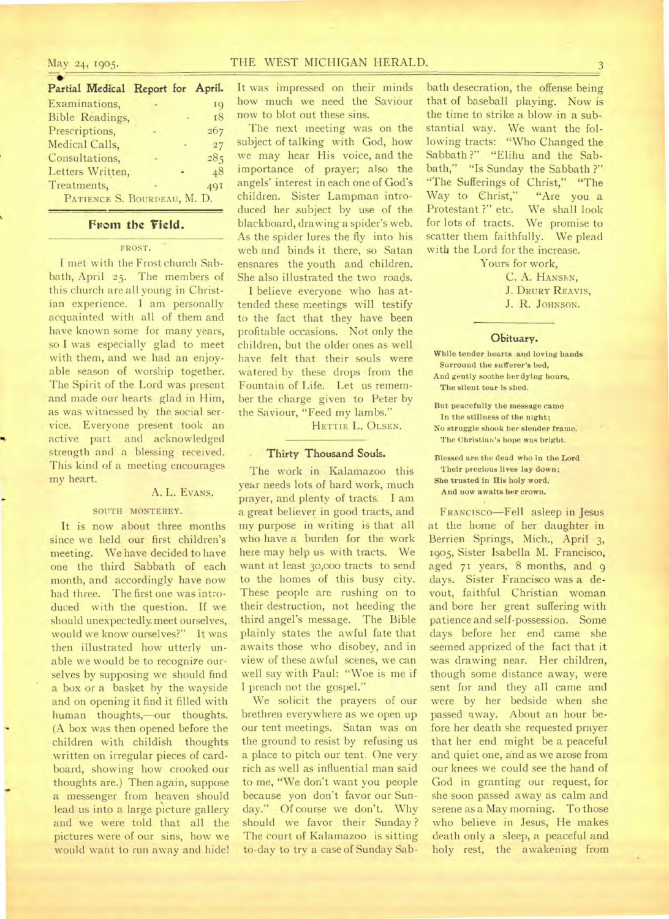## Partial Medical Report for April.

| | |
|---|---|
| Examinations, | 19 |
| Bible Readings, | 18 |
| Prescriptions, | 267 |
| Medical Calls, | 27 |
| Consultations, | 285 |
| Letters Written, | 48 |
| Treatments, | 491 |

PATIENCE S. BOURDEAU, M. D.

## From the Field.

### FROST.

I met with the Frost church Sabbath, April 25. The members of this church are all young in Christian experience. I am personally acquainted with all of them and have known some for many years, so I was especially glad to meet with them, and we had an enjoyable season of worship together. The Spirit of the Lord was present and made our hearts glad in Him, as was witnessed by the social service. Everyone present took an active part and acknowledged strength and a blessing received. This kind of a meeting encourages my heart.

A. L. EVANS.

### SOUTH MONTEREY.

It is now about three months since we held our first children's meeting. We have decided to have one the third Sabbath of each month, and accordingly have now had three. The first one was introduced with the question. If we should unexpectedly meet ourselves, would we know ourselves?" It was then illustrated how utterly unable we would be to recognize ourselves by supposing we should find a box or a basket by the wayside and on opening it find it filled with human thoughts,—our thoughts. (A box was then opened before the children with childish thoughts written on irregular pieces of cardboard, showing how crooked our thoughts are.) Then again, suppose a messenger from heaven should lead us into a large picture gallery and we were told that all the pictures were of our sins, how we would want to run away and hide! It was impressed on their minds how much we need the Saviour now to blot out these sins.

The next meeting was on the subject of talking with God, how we may hear His voice, and the importance of prayer; also the angels' interest in each one of God's children. Sister Lampman introduced her subject by use of the blackboard, drawing a spider's web. As the spider lures the fly into his web and binds it there, so Satan ensnares the youth and children. She also illustrated the two roads.

I believe everyone who has attended these meetings will testify to the fact that they have been profitable occasions. Not only the children, but the older ones as well have felt that their souls were watered by these drops from the Fountain of Life. Let us remember the charge given to Peter by the Saviour, "Feed my lambs."

HETTIE L. OLSEN.

### Thirty Thousand Souls.

The work in Kalamazoo this year needs lots of hard work, much prayer, and plenty of tracts. I am a great believer in good tracts, and my purpose in writing is that all who have a burden for the work here may help us with tracts. We want at least 30,000 tracts to send to the homes of this busy city. These people are rushing on to their destruction, not heeding the third angel's message. The Bible plainly states the awful fate that awaits those who disobey, and in view of these awful scenes, we can well say with Paul: "Woe is me if I preach not the gospel."

We solicit the prayers of our brethren everywhere as we open up our tent meetings. Satan was on the ground to resist by refusing us a place to pitch our tent. One very rich as well as influential man said to me, "We don't want you people because you don't favor our Sunday." Of course we don't. Why should we favor their Sunday? The court of Kalamazoo is sitting to-day to try a case of Sunday Sabbath desecration, the offense being that of baseball playing. Now is the time to strike a blow in a substantial way. We want the following tracts: "Who Changed the Sabbath?" "Elihu and the Sabbath," "Is Sunday the Sabbath?" "The Sufferings of Christ," "The Way to Christ," "Are you a Protestant?" etc. We shall look for lots of tracts. We promise to scatter them faithfully. We plead with the Lord for the increase.

Yours for work,

C. A. HANSEN,
J. DRURY REAVIS,
J. R. JOHNSON.

### Obituary.

While tender hearts and loving hands
Surround the sufferer's bed,
And gently soothe her dying hours,
The silent tear is shed.

But peacefully the message came
In the stillness of the night;
No struggle shook her slender frame,
The Christian's hope was bright.

Blessed are the dead who in the Lord
Their precious lives lay down;
She trusted in His holy word,
And now awaits her crown.

FRANCISCO—Fell asleep in Jesus at the home of her daughter in Berrien Springs, Mich., April 3, 1905, Sister Isabella M. Francisco, aged 71 years, 8 months, and 9 days. Sister Francisco was a devout, faithful Christian woman and bore her great suffering with patience and self-possession. Some days before her end came she seemed apprized of the fact that it was drawing near. Her children, though some distance away, were sent for and they all came and were by her bedside when she passed away. About an hour before her death she requested prayer that her end might be a peaceful and quiet one, and as we arose from our knees we could see the hand of God in granting our request, for she soon passed away as calm and serene as a May morning. To those who believe in Jesus, He makes death only a sleep, a peaceful and holy rest, the awakening from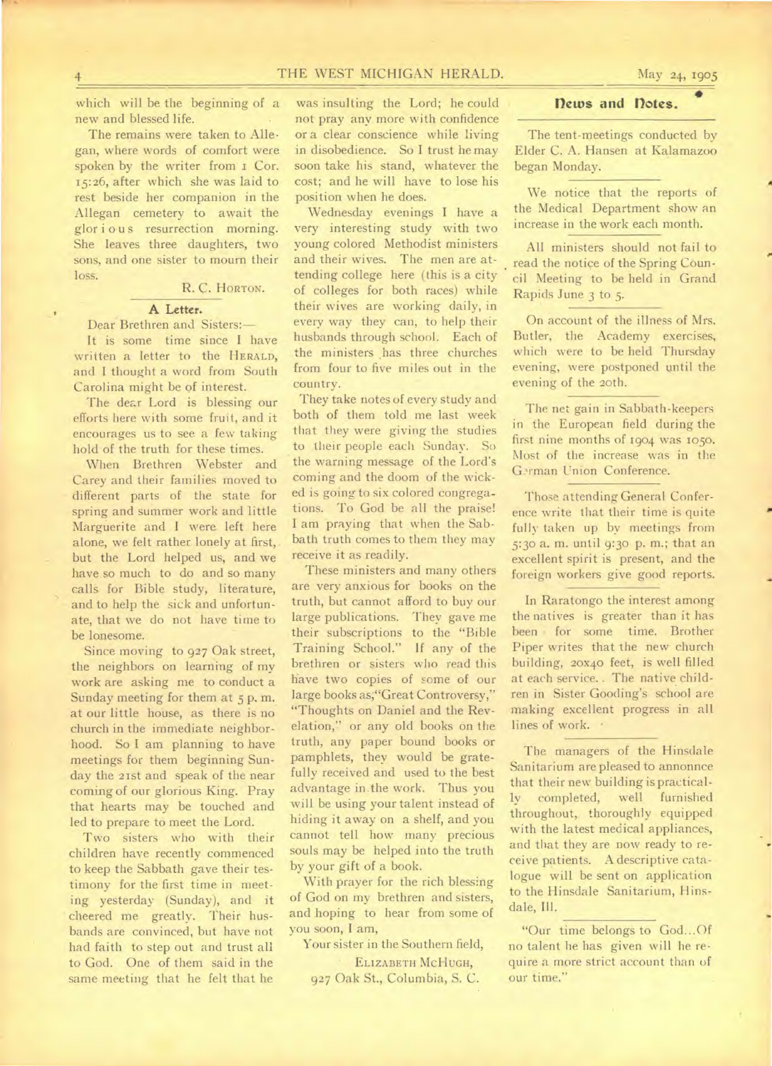which will be the beginning of a new and blessed life.

The remains were taken to Allegan, where words of comfort were spoken by the writer from 1 Cor. 15:26, after which she was laid to rest beside her companion in the Allegan cemetery to await the glorious resurrection morning. She leaves three daughters, two sons, and one sister to mourn their loss.

R. C. HORTON.

### A Letter.

Dear Brethren and Sisters:—

It is some time since I have written a letter to the HERALD, and I thought a word from South Carolina might be of interest.

The dear Lord is blessing our efforts here with some fruit, and it encourages us to see a few taking hold of the truth for these times.

When Brethren Webster and Carey and their families moved to different parts of the state for spring and summer work and little Marguerite and I were left here alone, we felt rather lonely at first, but the Lord helped us, and we have so much to do and so many calls for Bible study, literature, and to help the sick and unfortunate, that we do not have time to be lonesome.

Since moving to 927 Oak street, the neighbors on learning of my work are asking me to conduct a Sunday meeting for them at 5 p. m. at our little house, as there is no church in the immediate neighborhood. So I am planning to have meetings for them beginning Sunday the 21st and speak of the near coming of our glorious King. Pray that hearts may be touched and led to prepare to meet the Lord.

Two sisters who with their children have recently commenced to keep the Sabbath gave their testimony for the first time in meeting yesterday (Sunday), and it cheered me greatly. Their husbands are convinced, but have not had faith to step out and trust all to God. One of them said in the same meeting that he felt that he was insulting the Lord; he could not pray any more with confidence or a clear conscience while living in disobedience. So I trust he may soon take his stand, whatever the cost; and he will have to lose his position when he does.

Wednesday evenings I have a very interesting study with two young colored Methodist ministers and their wives. The men are attending college here (this is a city of colleges for both races) while their wives are working daily, in every way they can, to help their husbands through school. Each of the ministers has three churches from four to five miles out in the country.

They take notes of every study and both of them told me last week that they were giving the studies to their people each Sunday. So the warning message of the Lord's coming and the doom of the wicked is going to six colored congregations. To God be all the praise! I am praying that when the Sabbath truth comes to them they may receive it as readily.

These ministers and many others are very anxious for books on the truth, but cannot afford to buy our large publications. They gave me their subscriptions to the "Bible Training School." If any of the brethren or sisters who read this have two copies of some of our large books as "Great Controversy," "Thoughts on Daniel and the Revelation," or any old books on the truth, any paper bound books or pamphlets, they would be gratefully received and used to the best advantage in the work. Thus you will be using your talent instead of hiding it away on a shelf, and you cannot tell how many precious souls may be helped into the truth by your gift of a book.

With prayer for the rich blessing of God on my brethren and sisters, and hoping to hear from some of you soon, I am,

Your sister in the Southern field,

ELIZABETH MCHUGH,
927 Oak St., Columbia, S. C.

## News and Notes.

The tent-meetings conducted by Elder C. A. Hansen at Kalamazoo began Monday.

We notice that the reports of the Medical Department show an increase in the work each month.

All ministers should not fail to read the notice of the Spring Council Meeting to be held in Grand Rapids June 3 to 5.

On account of the illness of Mrs. Butler, the Academy exercises, which were to be held Thursday evening, were postponed until the evening of the 20th.

The net gain in Sabbath-keepers in the European field during the first nine months of 1904 was 1050. Most of the increase was in the German Union Conference.

Those attending General Conference write that their time is quite fully taken up by meetings from 5:30 a. m. until 9:30 p. m.; that an excellent spirit is present, and the foreign workers give good reports.

In Raratongo the interest among the natives is greater than it has been for some time. Brother Piper writes that the new church building, 20x40 feet, is well filled at each service. The native children in Sister Gooding's school are making excellent progress in all lines of work.

The managers of the Hinsdale Sanitarium are pleased to annonnce that their new building is practically completed, well furnished throughout, thoroughly equipped with the latest medical appliances, and that they are now ready to receive patients. A descriptive catalogue will be sent on application to the Hinsdale Sanitarium, Hinsdale, Ill.

"Our time belongs to God...Of no talent he has given will he require a more strict account than of our time."